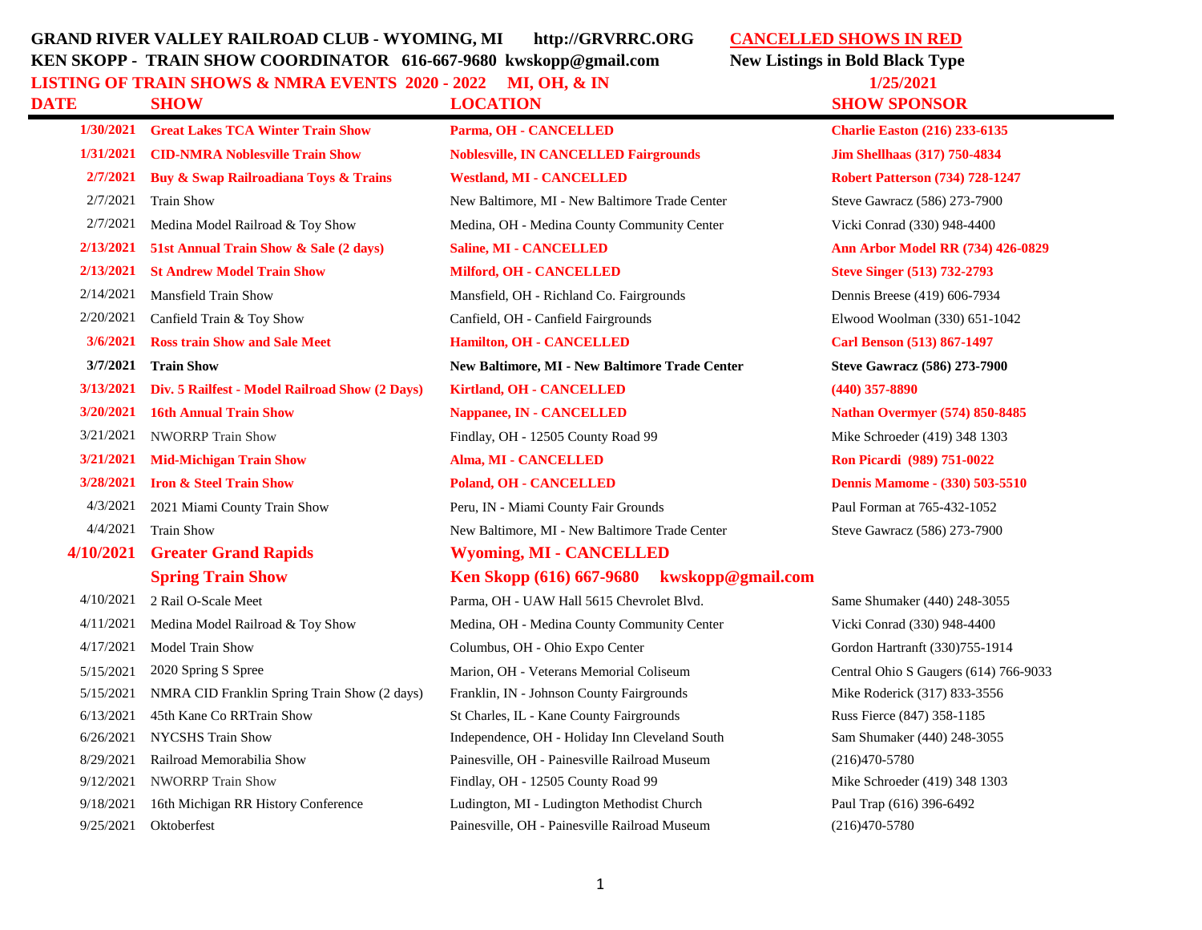**GRAND RIVER VALLEY RAILROAD CLUB - WYOMING, MI    http://GRVRRC.ORG**

**KEN SKOPP - TRAIN SHOW COORDINATOR  616-667-9680  kwskopp@gmail.com**

**LISTING OF TRAIN SHOWS & NMRA EVENTS 2020 - 2022  MI, OH, & IN**

**CANCELLED SHOWS IN RED**

**New Listings in Bold Black Type**

**1/25/2021**

| DATE | SHOW | LOCATION | SHOW SPONSOR |
|---|---|---|---|
| **1/30/2021** | **Great Lakes TCA Winter Train Show** | **Parma, OH - CANCELLED** | **Charlie Easton (216) 233-6135** |
| **1/31/2021** | **CID-NMRA Noblesville Train Show** | **Noblesville, IN CANCELLED Fairgrounds** | **Jim Shellhaas (317) 750-4834** |
| **2/7/2021** | **Buy & Swap Railroadiana Toys & Trains** | **Westland, MI - CANCELLED** | **Robert Patterson (734) 728-1247** |
| 2/7/2021 | Train Show | New Baltimore, MI - New Baltimore Trade Center | Steve Gawracz (586) 273-7900 |
| 2/7/2021 | Medina Model Railroad & Toy Show | Medina, OH - Medina County Community Center | Vicki Conrad (330) 948-4400 |
| **2/13/2021** | **51st Annual Train Show & Sale (2 days)** | **Saline, MI - CANCELLED** | **Ann Arbor Model RR (734) 426-0829** |
| **2/13/2021** | **St Andrew Model Train Show** | **Milford, OH - CANCELLED** | **Steve Singer (513) 732-2793** |
| 2/14/2021 | Mansfield Train Show | Mansfield, OH - Richland Co. Fairgrounds | Dennis Breese (419) 606-7934 |
| 2/20/2021 | Canfield Train & Toy Show | Canfield, OH - Canfield Fairgrounds | Elwood Woolman (330) 651-1042 |
| **3/6/2021** | **Ross train Show and Sale Meet** | **Hamilton, OH - CANCELLED** | **Carl Benson (513) 867-1497** |
| **3/7/2021** | **Train Show** | **New Baltimore, MI - New Baltimore Trade Center** | **Steve Gawracz (586) 273-7900** |
| **3/13/2021** | **Div. 5 Railfest - Model Railroad Show (2 Days)** | **Kirtland, OH - CANCELLED** | **(440) 357-8890** |
| **3/20/2021** | **16th Annual Train Show** | **Nappanee, IN - CANCELLED** | **Nathan Overmyer (574) 850-8485** |
| 3/21/2021 | NWORRP Train Show | Findlay, OH - 12505 County Road 99 | Mike Schroeder (419) 348 1303 |
| **3/21/2021** | **Mid-Michigan Train Show** | **Alma, MI - CANCELLED** | **Ron Picardi (989) 751-0022** |
| **3/28/2021** | **Iron & Steel Train Show** | **Poland, OH - CANCELLED** | **Dennis Mamome - (330) 503-5510** |
| 4/3/2021 | 2021 Miami County Train Show | Peru, IN - Miami County Fair Grounds | Paul Forman at 765-432-1052 |
| 4/4/2021 | Train Show | New Baltimore, MI - New Baltimore Trade Center | Steve Gawracz (586) 273-7900 |
| **4/10/2021** | **Greater Grand Rapids Spring Train Show** | **Wyoming, MI - CANCELLED Ken Skopp (616) 667-9680 kwskopp@gmail.com** | |
| 4/10/2021 | 2 Rail O-Scale Meet | Parma, OH - UAW Hall 5615 Chevrolet Blvd. | Same Shumaker (440) 248-3055 |
| 4/11/2021 | Medina Model Railroad & Toy Show | Medina, OH - Medina County Community Center | Vicki Conrad (330) 948-4400 |
| 4/17/2021 | Model Train Show | Columbus, OH - Ohio Expo Center | Gordon Hartranft (330)755-1914 |
| 5/15/2021 | 2020 Spring S Spree | Marion, OH - Veterans Memorial Coliseum | Central Ohio S Gaugers (614) 766-9033 |
| 5/15/2021 | NMRA CID Franklin Spring Train Show (2 days) | Franklin, IN - Johnson County Fairgrounds | Mike Roderick (317) 833-3556 |
| 6/13/2021 | 45th Kane Co RRTrain Show | St Charles, IL - Kane County Fairgrounds | Russ Fierce (847) 358-1185 |
| 6/26/2021 | NYCSHS Train Show | Independence, OH - Holiday Inn Cleveland South | Sam Shumaker (440) 248-3055 |
| 8/29/2021 | Railroad Memorabilia Show | Painesville, OH - Painesville Railroad Museum | (216)470-5780 |
| 9/12/2021 | NWORRP Train Show | Findlay, OH - 12505 County Road 99 | Mike Schroeder (419) 348 1303 |
| 9/18/2021 | 16th Michigan RR History Conference | Ludington, MI - Ludington Methodist Church | Paul Trap (616) 396-6492 |
| 9/25/2021 | Oktoberfest | Painesville, OH - Painesville Railroad Museum | (216)470-5780 |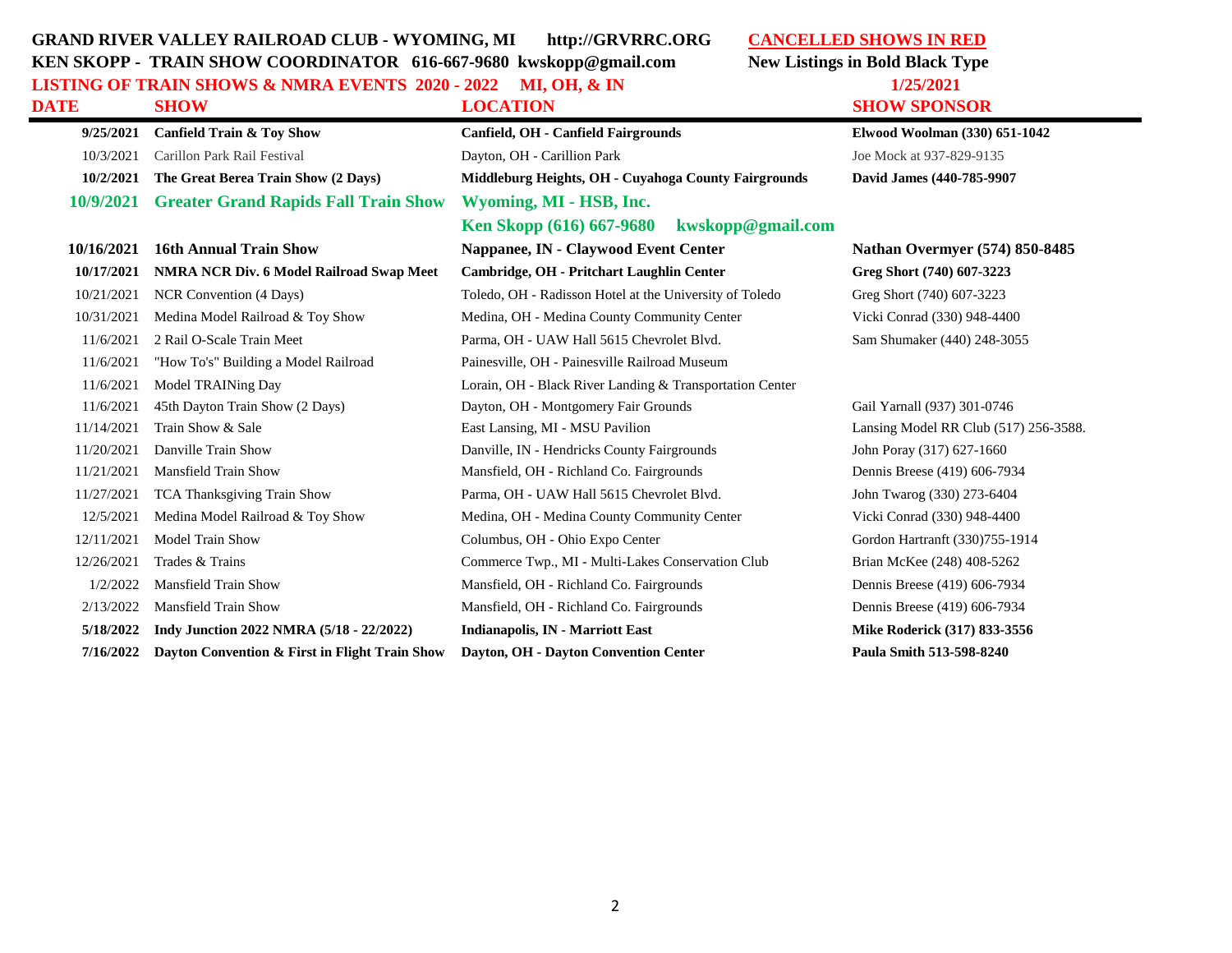**GRAND RIVER VALLEY RAILROAD CLUB - WYOMING, MI** **http://GRVRRC.ORG** **CANCELLED SHOWS IN RED**

**KEN SKOPP - TRAIN SHOW COORDINATOR 616-667-9680 kwskopp@gmail.com** **New Listings in Bold Black Type**

**LISTING OF TRAIN SHOWS & NMRA EVENTS 2020 - 2022 MI, OH, & IN** **1/25/2021**

| DATE | SHOW | LOCATION | SHOW SPONSOR |
|---|---|---|---|
| **9/25/2021** | **Canfield Train & Toy Show** | **Canfield, OH - Canfield Fairgrounds** | **Elwood Woolman (330) 651-1042** |
| 10/3/2021 | Carillon Park Rail Festival | Dayton, OH - Carillion Park | Joe Mock at 937-829-9135 |
| **10/2/2021** | **The Great Berea Train Show (2 Days)** | **Middleburg Heights, OH - Cuyahoga County Fairgrounds** | **David James (440-785-9907** |
| **10/9/2021** | **Greater Grand Rapids Fall Train Show** | **Wyoming, MI - HSB, Inc. Ken Skopp (616) 667-9680 kwskopp@gmail.com** | |
| **10/16/2021** | **16th Annual Train Show** | **Nappanee, IN - Claywood Event Center** | **Nathan Overmyer (574) 850-8485** |
| **10/17/2021** | **NMRA NCR Div. 6 Model Railroad Swap Meet** | **Cambridge, OH - Pritchart Laughlin Center** | **Greg Short (740) 607-3223** |
| 10/21/2021 | NCR Convention (4 Days) | Toledo, OH - Radisson Hotel at the University of Toledo | Greg Short (740) 607-3223 |
| 10/31/2021 | Medina Model Railroad & Toy Show | Medina, OH - Medina County Community Center | Vicki Conrad (330) 948-4400 |
| 11/6/2021 | 2 Rail O-Scale Train Meet | Parma, OH - UAW Hall 5615 Chevrolet Blvd. | Sam Shumaker (440) 248-3055 |
| 11/6/2021 | "How To's" Building a Model Railroad | Painesville, OH - Painesville Railroad Museum | |
| 11/6/2021 | Model TRAINing Day | Lorain, OH - Black River Landing & Transportation Center | |
| 11/6/2021 | 45th Dayton Train Show (2 Days) | Dayton, OH - Montgomery Fair Grounds | Gail Yarnall (937) 301-0746 |
| 11/14/2021 | Train Show & Sale | East Lansing, MI - MSU Pavilion | Lansing Model RR Club (517) 256-3588. |
| 11/20/2021 | Danville Train Show | Danville, IN - Hendricks County Fairgrounds | John Poray (317) 627-1660 |
| 11/21/2021 | Mansfield Train Show | Mansfield, OH - Richland Co. Fairgrounds | Dennis Breese (419) 606-7934 |
| 11/27/2021 | TCA Thanksgiving Train Show | Parma, OH - UAW Hall 5615 Chevrolet Blvd. | John Twarog (330) 273-6404 |
| 12/5/2021 | Medina Model Railroad & Toy Show | Medina, OH - Medina County Community Center | Vicki Conrad (330) 948-4400 |
| 12/11/2021 | Model Train Show | Columbus, OH - Ohio Expo Center | Gordon Hartranft (330)755-1914 |
| 12/26/2021 | Trades & Trains | Commerce Twp., MI - Multi-Lakes Conservation Club | Brian McKee (248) 408-5262 |
| 1/2/2022 | Mansfield Train Show | Mansfield, OH - Richland Co. Fairgrounds | Dennis Breese (419) 606-7934 |
| 2/13/2022 | Mansfield Train Show | Mansfield, OH - Richland Co. Fairgrounds | Dennis Breese (419) 606-7934 |
| **5/18/2022** | **Indy Junction 2022 NMRA (5/18 - 22/2022)** | **Indianapolis, IN - Marriott East** | **Mike Roderick (317) 833-3556** |
| **7/16/2022** | **Dayton Convention & First in Flight Train Show** | **Dayton, OH - Dayton Convention Center** | **Paula Smith 513-598-8240** |